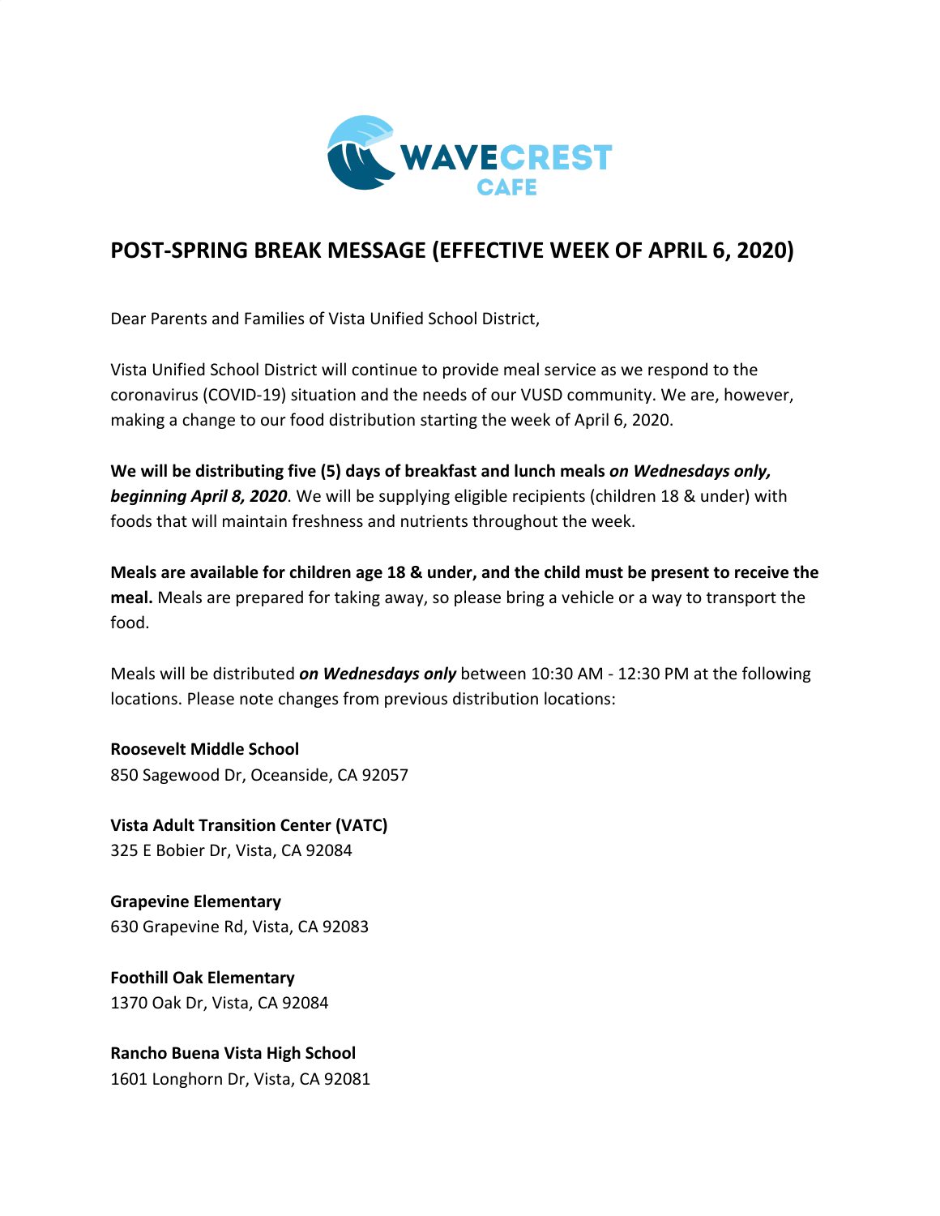WAVECREST CAFE

# POST-SPRING BREAK MESSAGE (EFFECTIVE WEEK OF APRIL 6, 2020)

Dear Parents and Families of Vista Unified School District,

Vista Unified School District will continue to provide meal service as we respond to the coronavirus (COVID-19) situation and the needs of our VUSD community. We are, however, making a change to our food distribution starting the week of April 6, 2020.

**We will be distributing five (5) days of breakfast and lunch meals *on Wednesdays only, beginning April 8, 2020*.** We will be supplying eligible recipients (children 18 & under) with foods that will maintain freshness and nutrients throughout the week.

**Meals are available for children age 18 & under, and the child must be present to receive the meal.** Meals are prepared for taking away, so please bring a vehicle or a way to transport the food.

Meals will be distributed ***on Wednesdays only*** between 10:30 AM - 12:30 PM at the following locations. Please note changes from previous distribution locations:

**Roosevelt Middle School**
850 Sagewood Dr, Oceanside, CA 92057

**Vista Adult Transition Center (VATC)**
325 E Bobier Dr, Vista, CA 92084

**Grapevine Elementary**
630 Grapevine Rd, Vista, CA 92083

**Foothill Oak Elementary**
1370 Oak Dr, Vista, CA 92084

**Rancho Buena Vista High School**
1601 Longhorn Dr, Vista, CA 92081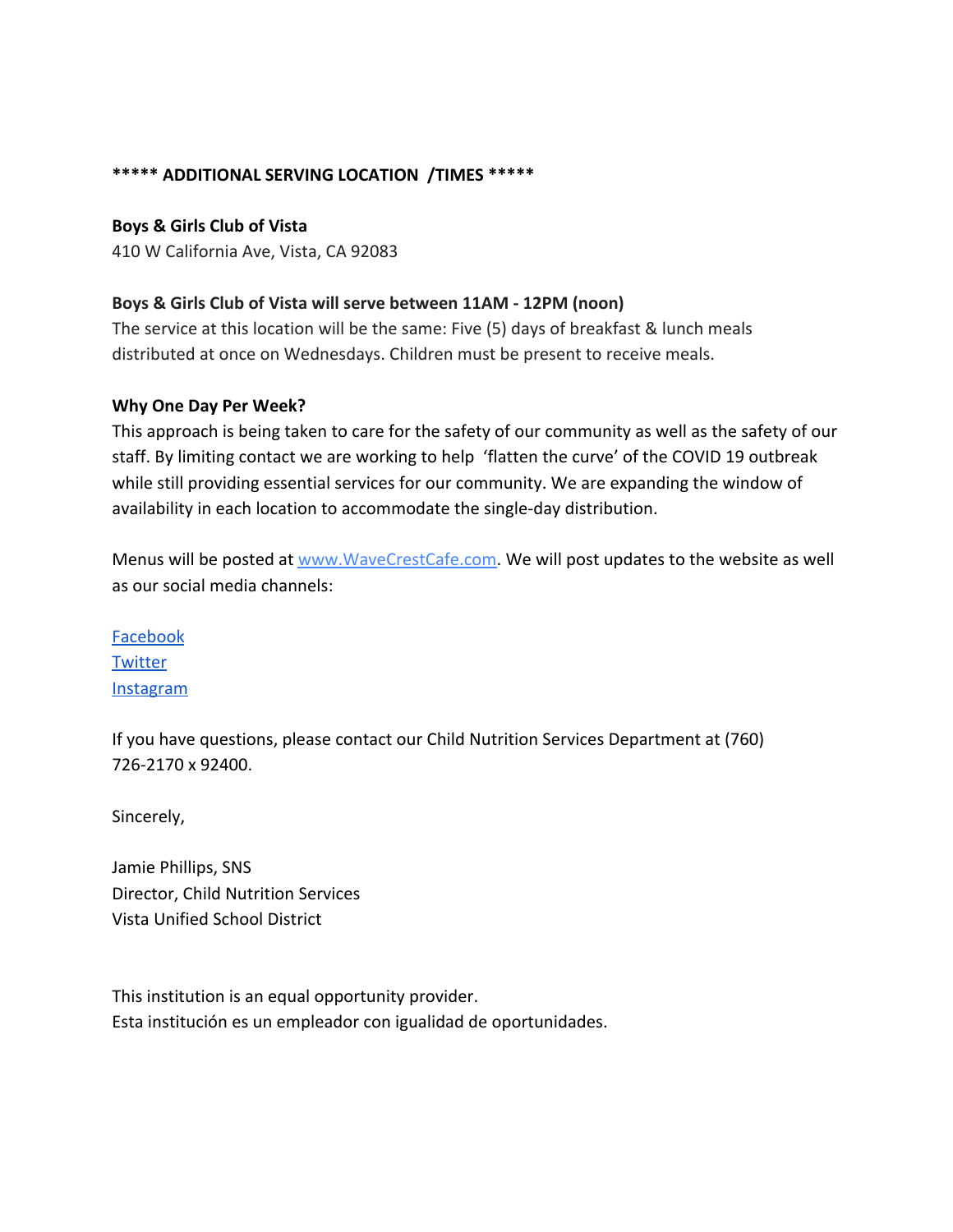**\*\*\*\*\* ADDITIONAL SERVING LOCATION /TIMES \*\*\*\*\***

**Boys & Girls Club of Vista**
410 W California Ave, Vista, CA 92083

**Boys & Girls Club of Vista will serve between 11AM - 12PM (noon)**
The service at this location will be the same: Five (5) days of breakfast & lunch meals distributed at once on Wednesdays. Children must be present to receive meals.

**Why One Day Per Week?**
This approach is being taken to care for the safety of our community as well as the safety of our staff. By limiting contact we are working to help 'flatten the curve' of the COVID 19 outbreak while still providing essential services for our community. We are expanding the window of availability in each location to accommodate the single-day distribution.

Menus will be posted at [www.WaveCrestCafe.com](http://www.WaveCrestCafe.com). We will post updates to the website as well as our social media channels:

[Facebook]()
[Twitter]()
[Instagram]()

If you have questions, please contact our Child Nutrition Services Department at (760) 726-2170 x 92400.

Sincerely,

Jamie Phillips, SNS
Director, Child Nutrition Services
Vista Unified School District

This institution is an equal opportunity provider.
Esta institución es un empleador con igualidad de oportunidades.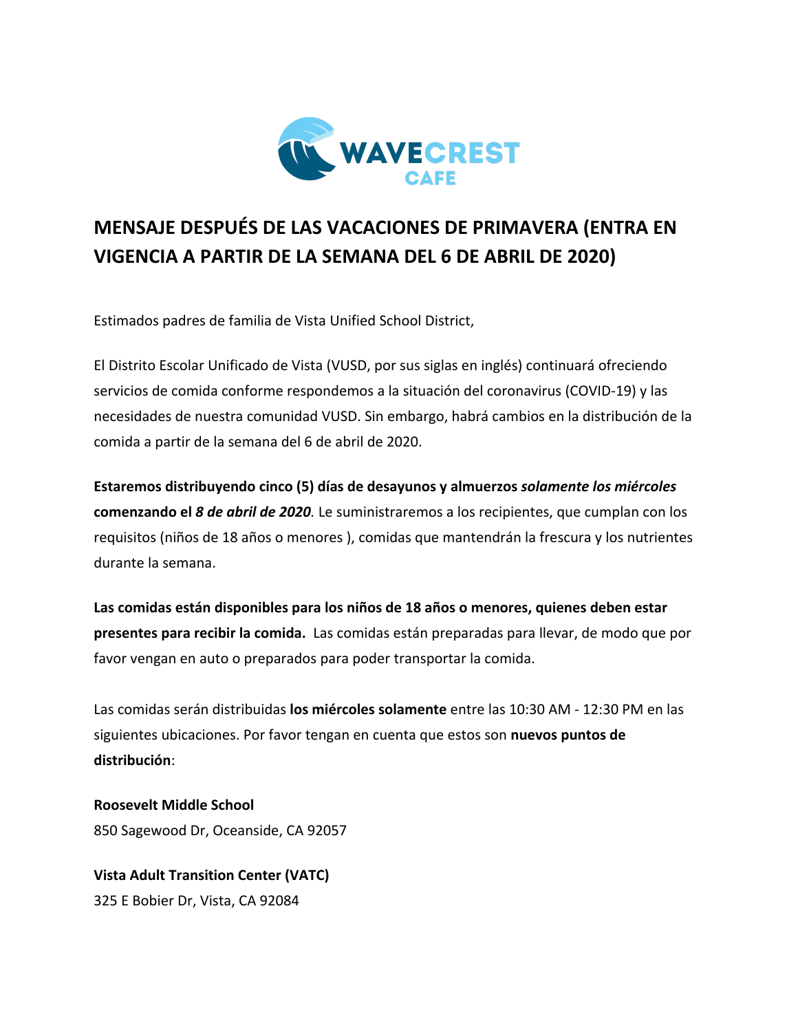WAVECREST CAFE

## MENSAJE DESPUÉS DE LAS VACACIONES DE PRIMAVERA (ENTRA EN VIGENCIA A PARTIR DE LA SEMANA DEL 6 DE ABRIL DE 2020)

Estimados padres de familia de Vista Unified School District,

El Distrito Escolar Unificado de Vista (VUSD, por sus siglas en inglés) continuará ofreciendo servicios de comida conforme respondemos a la situación del coronavirus (COVID-19) y las necesidades de nuestra comunidad VUSD. Sin embargo, habrá cambios en la distribución de la comida a partir de la semana del 6 de abril de 2020.

**Estaremos distribuyendo cinco (5) días de desayunos y almuerzos *solamente los miércoles* comenzando el *8 de abril de 2020*.** Le suministraremos a los recipientes, que cumplan con los requisitos (niños de 18 años o menores ), comidas que mantendrán la frescura y los nutrientes durante la semana.

**Las comidas están disponibles para los niños de 18 años o menores, quienes deben estar presentes para recibir la comida.** Las comidas están preparadas para llevar, de modo que por favor vengan en auto o preparados para poder transportar la comida.

Las comidas serán distribuidas **los miércoles solamente** entre las 10:30 AM - 12:30 PM en las siguientes ubicaciones. Por favor tengan en cuenta que estos son **nuevos puntos de distribución**:

**Roosevelt Middle School**
850 Sagewood Dr, Oceanside, CA 92057

**Vista Adult Transition Center (VATC)**
325 E Bobier Dr, Vista, CA 92084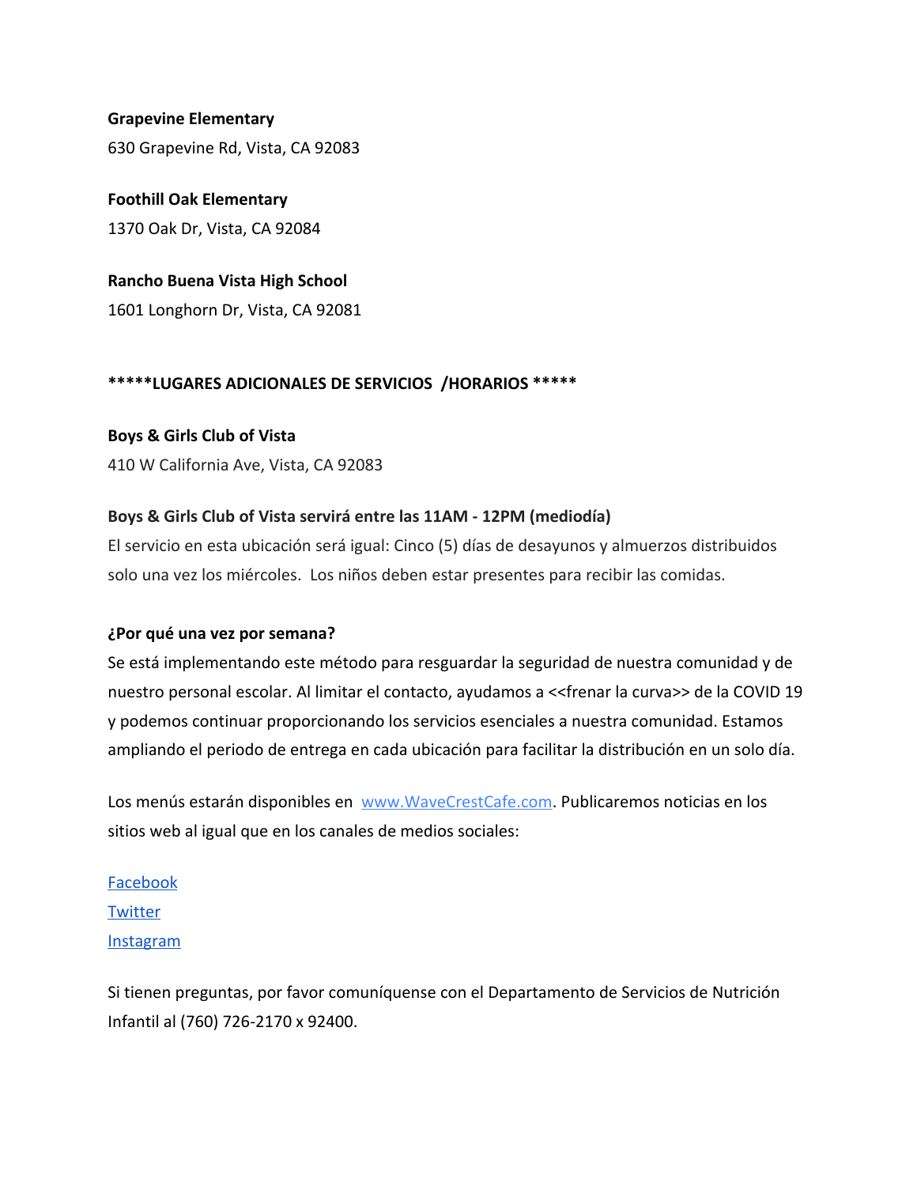**Grapevine Elementary**

630 Grapevine Rd, Vista, CA 92083

**Foothill Oak Elementary**

1370 Oak Dr, Vista, CA 92084

**Rancho Buena Vista High School**

1601 Longhorn Dr, Vista, CA 92081

**\*\*\*\*\*LUGARES ADICIONALES DE SERVICIOS /HORARIOS \*\*\*\*\***

**Boys & Girls Club of Vista**

410 W California Ave, Vista, CA 92083

**Boys & Girls Club of Vista servirá entre las 11AM - 12PM (mediodía)**

El servicio en esta ubicación será igual: Cinco (5) días de desayunos y almuerzos distribuidos solo una vez los miércoles. Los niños deben estar presentes para recibir las comidas.

**¿Por qué una vez por semana?**

Se está implementando este método para resguardar la seguridad de nuestra comunidad y de nuestro personal escolar. Al limitar el contacto, ayudamos a <<frenar la curva>> de la COVID 19 y podemos continuar proporcionando los servicios esenciales a nuestra comunidad. Estamos ampliando el periodo de entrega en cada ubicación para facilitar la distribución en un solo día.

Los menús estarán disponibles en [www.WaveCrestCafe.com](http://www.WaveCrestCafe.com). Publicaremos noticias en los sitios web al igual que en los canales de medios sociales:

Facebook

Twitter

Instagram

Si tienen preguntas, por favor comuníquense con el Departamento de Servicios de Nutrición Infantil al (760) 726-2170 x 92400.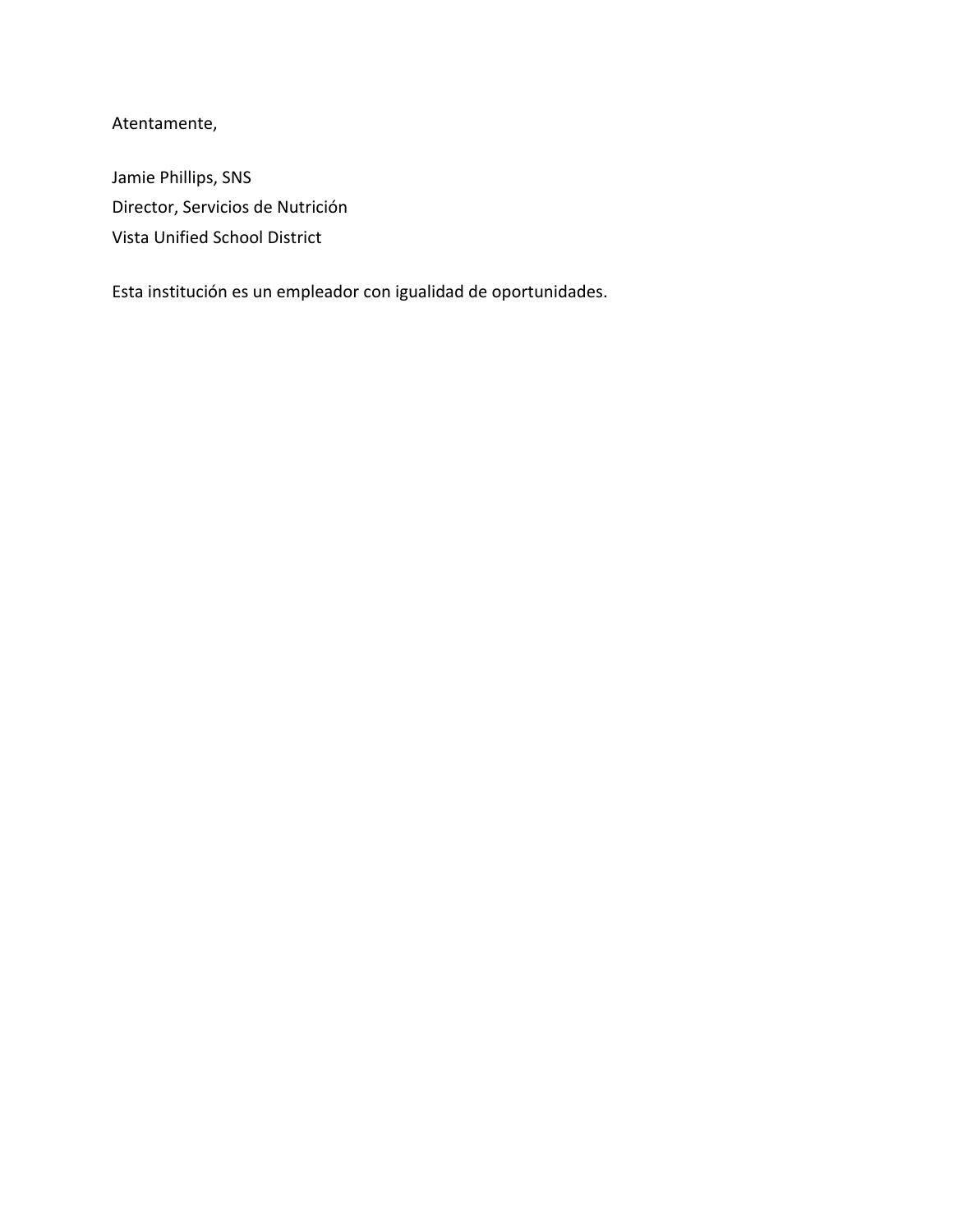Atentamente,

Jamie Phillips, SNS  
Director, Servicios de Nutrición  
Vista Unified School District

Esta institución es un empleador con igualidad de oportunidades.